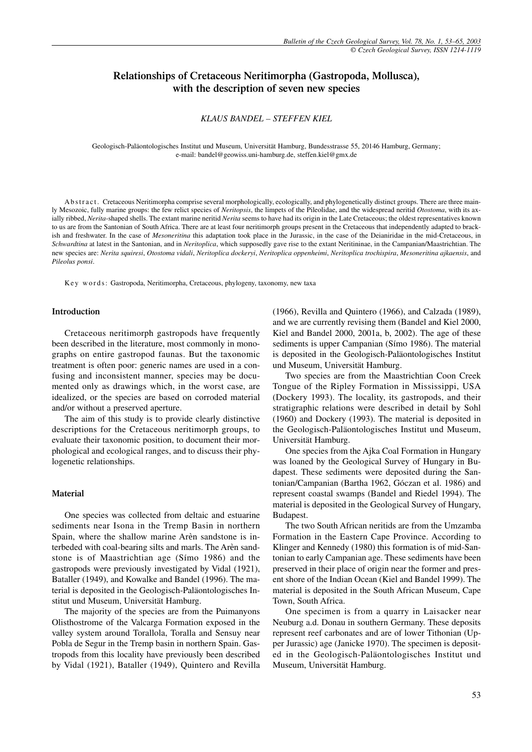# Relationships of Cretaceous Neritimorpha (Gastropoda, Mollusca), with the description of seven new species

*KLAUS BANDEL – STEFFEN KIEL*

Geologisch-Paläontologisches Institut und Museum, Universität Hamburg, Bundesstrasse 55, 20146 Hamburg, Germany; e-mail: bandel@geowiss.uni-hamburg.de, steffen.kiel@gmx.de

**Abstract.** Cretaceous Neritimorpha comprise several morphologically, ecologically, and phylogenetically distinct groups. There are three mainly Mesozoic, fully marine groups: the few relict species of *Neritopsis*, the limpets of the Pileolidae, and the widespread neritid *Otostoma*, with its axially ribbed, *Nerita*-shaped shells. The extant marine neritid *Nerita* seems to have had its origin in the Late Cretaceous; the oldest representatives known to us are from the Santonian of South Africa. There are at least four neritimorph groups present in the Cretaceous that independently adapted to brackish and freshwater. In the case of *Mesoneritina* this adaptation took place in the Jurassic, in the case of the Deianiridae in the mid-Cretaceous, in *Schwardtina* at latest in the Santonian, and in *Neritoplica*, which supposedly gave rise to the extant Neritininae, in the Campanian/Maastrichtian. The new species are: *Nerita squiresi*, *Otostoma vidali*, *Neritoplica dockeryi*, *Neritoplica oppenheimi*, *Neritoplica trochispira*, *Mesoneritina ajkaensis*, and *Pileolus ponsi*.

**Key words:** Gastropoda, Neritimorpha, Cretaceous, phylogeny, taxonomy, new taxa

## Introduction

Cretaceous neritimorph gastropods have frequently been described in the literature, most commonly in monographs on entire gastropod faunas. But the taxonomic treatment is often poor: generic names are used in a confusing and inconsistent manner, species may be documented only as drawings which, in the worst case, are idealized, or the species are based on corroded material and/or without a preserved aperture.

The aim of this study is to provide clearly distinctive descriptions for the Cretaceous neritimorph groups, to evaluate their taxonomic position, to document their morphological and ecological ranges, and to discuss their phylogenetic relationships.

## Material

One species was collected from deltaic and estuarine sediments near Isona in the Tremp Basin in northern Spain, where the shallow marine Arèn sandstone is interbeded with coal-bearing silts and marls. The Arèn sandstone is of Maastrichtian age (Símo 1986) and the gastropods were previously investigated by Vidal (1921), Bataller (1949), and Kowalke and Bandel (1996). The material is deposited in the Geologisch-Paläontologisches Institut und Museum, Universität Hamburg.

The majority of the species are from the Puimanyons Olisthostrome of the Valcarga Formation exposed in the valley system around Torallola, Toralla and Sensuy near Pobla de Segur in the Tremp basin in northern Spain. Gastropods from this locality have previously been described by Vidal (1921), Bataller (1949), Quintero and Revilla (1966), Revilla and Quintero (1966), and Calzada (1989), and we are currently revising them (Bandel and Kiel 2000, Kiel and Bandel 2000, 2001a, b, 2002). The age of these sediments is upper Campanian (Símo 1986). The material is deposited in the Geologisch-Paläontologisches Institut und Museum, Universität Hamburg.

Two species are from the Maastrichtian Coon Creek Tongue of the Ripley Formation in Mississippi, USA (Dockery 1993). The locality, its gastropods, and their stratigraphic relations were described in detail by Sohl (1960) and Dockery (1993). The material is deposited in the Geologisch-Paläontologisches Institut und Museum, Universität Hamburg.

One species from the Ajka Coal Formation in Hungary was loaned by the Geological Survey of Hungary in Budapest. These sediments were deposited during the Santonian/Campanian (Bartha 1962, Góczan et al. 1986) and represent coastal swamps (Bandel and Riedel 1994). The material is deposited in the Geological Survey of Hungary, Budapest.

The two South African neritids are from the Umzamba Formation in the Eastern Cape Province. According to Klinger and Kennedy (1980) this formation is of mid-Santonian to early Campanian age. These sediments have been preserved in their place of origin near the former and present shore of the Indian Ocean (Kiel and Bandel 1999). The material is deposited in the South African Museum, Cape Town, South Africa.

One specimen is from a quarry in Laisacker near Neuburg a.d. Donau in southern Germany. These deposits represent reef carbonates and are of lower Tithonian (Upper Jurassic) age (Janicke 1970). The specimen is deposited in the Geologisch-Paläontologisches Institut und Museum, Universität Hamburg.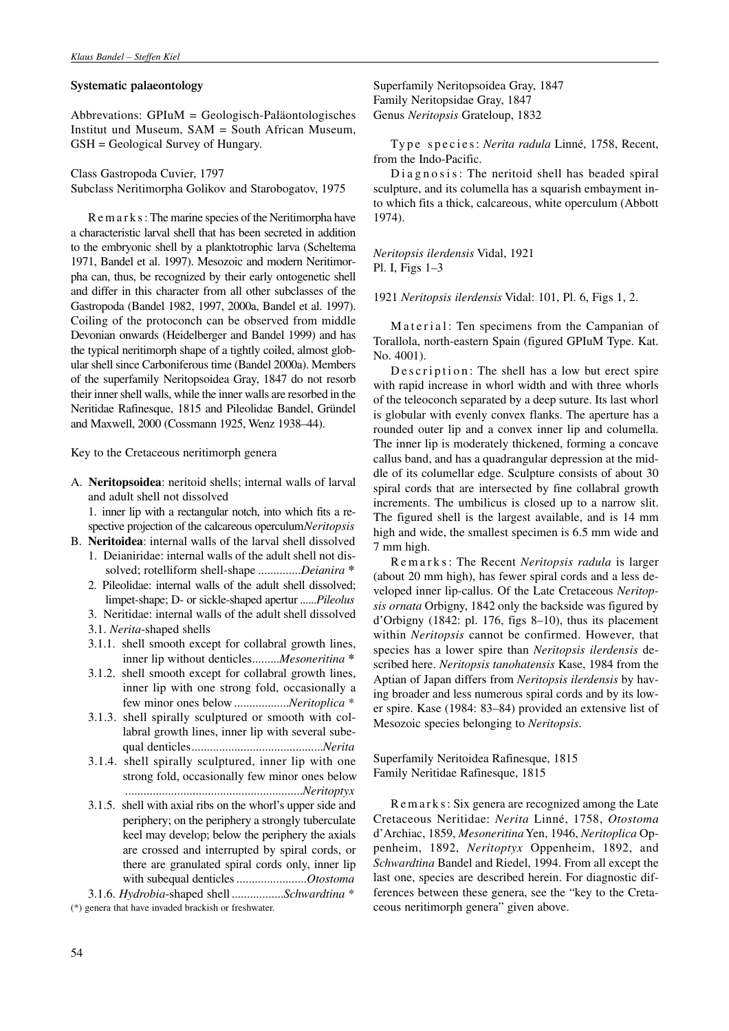## Systematic palaeontology

Abbrevations: GPIuM = Geologisch-Paläontologisches Institut und Museum, SAM = South African Museum, GSH = Geological Survey of Hungary.

Class Gastropoda Cuvier, 1797
Subclass Neritimorpha Golikov and Starobogatov, 1975

Remarks: The marine species of the Neritimorpha have a characteristic larval shell that has been secreted in addition to the embryonic shell by a planktotrophic larva (Scheltema 1971, Bandel et al. 1997). Mesozoic and modern Neritimorpha can, thus, be recognized by their early ontogenetic shell and differ in this character from all other subclasses of the Gastropoda (Bandel 1982, 1997, 2000a, Bandel et al. 1997). Coiling of the protoconch can be observed from middle Devonian onwards (Heidelberger and Bandel 1999) and has the typical neritimorph shape of a tightly coiled, almost globular shell since Carboniferous time (Bandel 2000a). Members of the superfamily Neritopsoidea Gray, 1847 do not resorb their inner shell walls, while the inner walls are resorbed in the Neritidae Rafinesque, 1815 and Pileolidae Bandel, Gründel and Maxwell, 2000 (Cossmann 1925, Wenz 1938–44).

Key to the Cretaceous neritimorph genera

A. **Neritopsoidea**: neritoid shells; internal walls of larval and adult shell not dissolved
   1. inner lip with a rectangular notch, into which fits a respective projection of the calcareous operculum .......... *Neritopsis*

B. **Neritoidea**: internal walls of the larval shell dissolved
   1. Deianiridae: internal walls of the adult shell not dissolved; rotelliform shell-shape .............. *Deianira* *
   2. Pileolidae: internal walls of the adult shell dissolved; limpet-shape; D- or sickle-shaped apertur ...... *Pileolus*
   3. Neritidae: internal walls of the adult shell dissolved
   3.1. *Nerita*-shaped shells
   3.1.1. shell smooth except for collabral growth lines, inner lip without denticles......... *Mesoneritina* *
   3.1.2. shell smooth except for collabral growth lines, inner lip with one strong fold, occasionally a few minor ones below .................. *Neritoplica* *
   3.1.3. shell spirally sculptured or smooth with collabral growth lines, inner lip with several subequal denticles .......................................... *Nerita*
   3.1.4. shell spirally sculptured, inner lip with one strong fold, occasionally few minor ones below .......................................................... *Neritoptyx*
   3.1.5. shell with axial ribs on the whorl's upper side and periphery; on the periphery a strongly tuberculate keel may develop; below the periphery the axials are crossed and interrupted by spiral cords, or there are granulated spiral cords only, inner lip with subequal denticles ....................... *Otostoma*
   3.1.6. *Hydrobia*-shaped shell ................. *Schwardtina* *

(*) genera that have invaded brackish or freshwater.

Superfamily Neritopsoidea Gray, 1847
Family Neritopsidae Gray, 1847
Genus *Neritopsis* Grateloup, 1832

Type species: *Nerita radula* Linné, 1758, Recent, from the Indo-Pacific.

Diagnosis: The neritoid shell has beaded spiral sculpture, and its columella has a squarish embayment into which fits a thick, calcareous, white operculum (Abbott 1974).

*Neritopsis ilerdensis* Vidal, 1921
Pl. I, Figs 1–3

1921 *Neritopsis ilerdensis* Vidal: 101, Pl. 6, Figs 1, 2.

Material: Ten specimens from the Campanian of Torallola, north-eastern Spain (figured GPIuM Type. Kat. No. 4001).

Description: The shell has a low but erect spire with rapid increase in whorl width and with three whorls of the teleoconch separated by a deep suture. Its last whorl is globular with evenly convex flanks. The aperture has a rounded outer lip and a convex inner lip and columella. The inner lip is moderately thickened, forming a concave callus band, and has a quadrangular depression at the middle of its columellar edge. Sculpture consists of about 30 spiral cords that are intersected by fine collabral growth increments. The umbilicus is closed up to a narrow slit. The figured shell is the largest available, and is 14 mm high and wide, the smallest specimen is 6.5 mm wide and 7 mm high.

Remarks: The Recent *Neritopsis radula* is larger (about 20 mm high), has fewer spiral cords and a less developed inner lip-callus. Of the Late Cretaceous *Neritopsis ornata* Orbigny, 1842 only the backside was figured by d'Orbigny (1842: pl. 176, figs 8–10), thus its placement within *Neritopsis* cannot be confirmed. However, that species has a lower spire than *Neritopsis ilerdensis* described here. *Neritopsis tanohatensis* Kase, 1984 from the Aptian of Japan differs from *Neritopsis ilerdensis* by having broader and less numerous spiral cords and by its lower spire. Kase (1984: 83–84) provided an extensive list of Mesozoic species belonging to *Neritopsis*.

Superfamily Neritoidea Rafinesque, 1815
Family Neritidae Rafinesque, 1815

Remarks: Six genera are recognized among the Late Cretaceous Neritidae: *Nerita* Linné, 1758, *Otostoma* d'Archiac, 1859, *Mesoneritina* Yen, 1946, *Neritoplica* Oppenheim, 1892, *Neritoptyx* Oppenheim, 1892, and *Schwardtina* Bandel and Riedel, 1994. From all except the last one, species are described herein. For diagnostic differences between these genera, see the "key to the Cretaceous neritimorph genera" given above.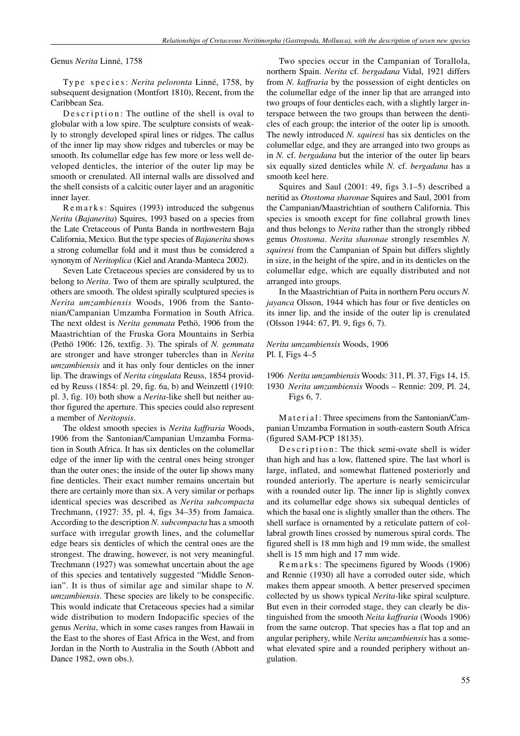Genus *Nerita* Linné, 1758

Type species: *Nerita peloronta* Linné, 1758, by subsequent designation (Montfort 1810), Recent, from the Caribbean Sea.

Description: The outline of the shell is oval to globular with a low spire. The sculpture consists of weakly to strongly developed spiral lines or ridges. The callus of the inner lip may show ridges and tubercles or may be smooth. Its columellar edge has few more or less well developed denticles, the interior of the outer lip may be smooth or crenulated. All internal walls are dissolved and the shell consists of a calcitic outer layer and an aragonitic inner layer.

Remarks: Squires (1993) introduced the subgenus *Nerita* (*Bajanerita*) Squires, 1993 based on a species from the Late Cretaceous of Punta Banda in northwestern Baja California, Mexico. But the type species of *Bajanerita* shows a strong columellar fold and it must thus be considered a synonym of *Neritoplica* (Kiel and Aranda-Manteca 2002).

Seven Late Cretaceous species are considered by us to belong to *Nerita*. Two of them are spirally sculptured, the others are smooth. The oldest spirally sculptured species is *Nerita umzambiensis* Woods, 1906 from the Santonian/Campanian Umzamba Formation in South Africa. The next oldest is *Nerita gemmata* Pethö, 1906 from the Maastrichtian of the Fruska Gora Mountains in Serbia (Pethö 1906: 126, textfig. 3). The spirals of *N. gemmata* are stronger and have stronger tubercles than in *Nerita umzambiensis* and it has only four denticles on the inner lip. The drawings of *Nerita cingulata* Reuss, 1854 provided by Reuss (1854: pl. 29, fig. 6a, b) and Weinzettl (1910: pl. 3, fig. 10) both show a *Nerita*-like shell but neither author figured the aperture. This species could also represent a member of *Neritopsis*.

The oldest smooth species is *Nerita kaffraria* Woods, 1906 from the Santonian/Campanian Umzamba Formation in South Africa. It has six denticles on the columellar edge of the inner lip with the central ones being stronger than the outer ones; the inside of the outer lip shows many fine denticles. Their exact number remains uncertain but there are certainly more than six. A very similar or perhaps identical species was described as *Nerita subcompacta* Trechmann, (1927: 35, pl. 4, figs 34–35) from Jamaica. According to the description *N. subcompacta* has a smooth surface with irregular growth lines, and the columellar edge bears six denticles of which the central ones are the strongest. The drawing, however, is not very meaningful. Trechmann (1927) was somewhat uncertain about the age of this species and tentatively suggested "Middle Senonian". It is thus of similar age and similar shape to *N. umzambiensis*. These species are likely to be conspecific. This would indicate that Cretaceous species had a similar wide distribution to modern Indopacific species of the genus *Nerita*, which in some cases ranges from Hawaii in the East to the shores of East Africa in the West, and from Jordan in the North to Australia in the South (Abbott and Dance 1982, own obs.).

Two species occur in the Campanian of Torallola, northern Spain. *Nerita* cf. *bergadana* Vidal, 1921 differs from *N. kaffraria* by the possession of eight denticles on the columellar edge of the inner lip that are arranged into two groups of four denticles each, with a slightly larger interspace between the two groups than between the denticles of each group; the interior of the outer lip is smooth. The newly introduced *N. squiresi* has six denticles on the columellar edge, and they are arranged into two groups as in *N.* cf. *bergadana* but the interior of the outer lip bears six equally sized denticles while *N.* cf. *bergadana* has a smooth keel here.

Squires and Saul (2001: 49, figs 3.1–5) described a neritid as *Otostoma sharonae* Squires and Saul, 2001 from the Campanian/Maastrichtian of southern California. This species is smooth except for fine collabral growth lines and thus belongs to *Nerita* rather than the strongly ribbed genus *Otostoma*. *Nerita sharonae* strongly resembles *N. squiresi* from the Campanian of Spain but differs slightly in size, in the height of the spire, and in its denticles on the columellar edge, which are equally distributed and not arranged into groups.

In the Maastrichtian of Paita in northern Peru occurs *N. jayanca* Olsson, 1944 which has four or five denticles on its inner lip, and the inside of the outer lip is crenulated (Olsson 1944: 67, Pl. 9, figs 6, 7).

*Nerita umzambiensis* Woods, 1906
Pl. I, Figs 4–5

1906 *Nerita umzambiensis* Woods: 311, Pl. 37, Figs 14, 15.
1930 *Nerita umzambiensis* Woods – Rennie: 209, Pl. 24, Figs 6, 7.

Material: Three specimens from the Santonian/Campanian Umzamba Formation in south-eastern South Africa (figured SAM-PCP 18135).

Description: The thick semi-ovate shell is wider than high and has a low, flattened spire. The last whorl is large, inflated, and somewhat flattened posteriorly and rounded anteriorly. The aperture is nearly semicircular with a rounded outer lip. The inner lip is slightly convex and its columellar edge shows six subequal denticles of which the basal one is slightly smaller than the others. The shell surface is ornamented by a reticulate pattern of collabral growth lines crossed by numerous spiral cords. The figured shell is 18 mm high and 19 mm wide, the smallest shell is 15 mm high and 17 mm wide.

Remarks: The specimens figured by Woods (1906) and Rennie (1930) all have a corroded outer side, which makes them appear smooth. A better preserved specimen collected by us shows typical *Nerita*-like spiral sculpture. But even in their corroded stage, they can clearly be distinguished from the smooth *Neita kaffraria* (Woods 1906) from the same outcrop. That species has a flat top and an angular periphery, while *Nerita umzambiensis* has a somewhat elevated spire and a rounded periphery without angulation.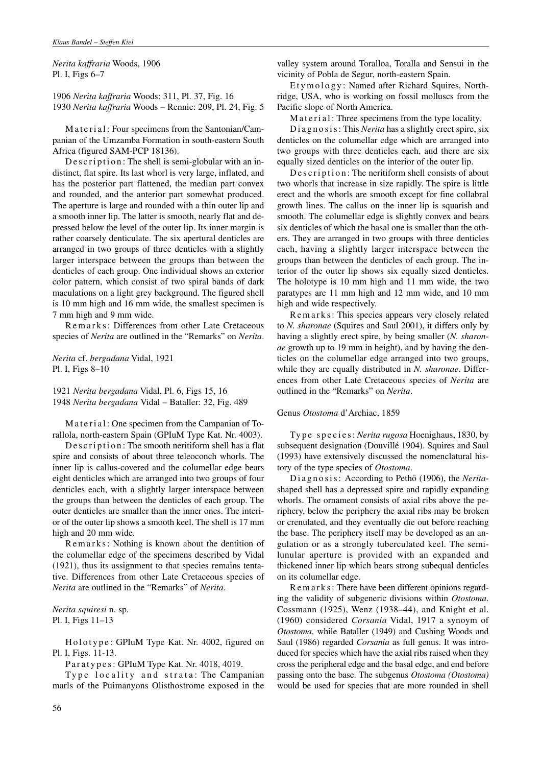*Nerita kaffraria* Woods, 1906
Pl. I, Figs 6–7

1906 *Nerita kaffraria* Woods: 311, Pl. 37, Fig. 16
1930 *Nerita kaffraria* Woods – Rennie: 209, Pl. 24, Fig. 5

Material: Four specimens from the Santonian/Campanian of the Umzamba Formation in south-eastern South Africa (figured SAM-PCP 18136).

Description: The shell is semi-globular with an indistinct, flat spire. Its last whorl is very large, inflated, and has the posterior part flattened, the median part convex and rounded, and the anterior part somewhat produced. The aperture is large and rounded with a thin outer lip and a smooth inner lip. The latter is smooth, nearly flat and depressed below the level of the outer lip. Its inner margin is rather coarsely denticulate. The six apertural denticles are arranged in two groups of three denticles with a slightly larger interspace between the groups than between the denticles of each group. One individual shows an exterior color pattern, which consist of two spiral bands of dark maculations on a light grey background. The figured shell is 10 mm high and 16 mm wide, the smallest specimen is 7 mm high and 9 mm wide.

Remarks: Differences from other Late Cretaceous species of *Nerita* are outlined in the "Remarks" on *Nerita*.

*Nerita* cf. *bergadana* Vidal, 1921
Pl. I, Figs 8–10

1921 *Nerita bergadana* Vidal, Pl. 6, Figs 15, 16
1948 *Nerita bergadana* Vidal – Bataller: 32, Fig. 489

Material: One specimen from the Campanian of Torallola, north-eastern Spain (GPIuM Type Kat. Nr. 4003).

Description: The smooth neritiform shell has a flat spire and consists of about three teleoconch whorls. The inner lip is callus-covered and the columellar edge bears eight denticles which are arranged into two groups of four denticles each, with a slightly larger interspace between the groups than between the denticles of each group. The outer denticles are smaller than the inner ones. The interior of the outer lip shows a smooth keel. The shell is 17 mm high and 20 mm wide.

Remarks: Nothing is known about the dentition of the columellar edge of the specimens described by Vidal (1921), thus its assignment to that species remains tentative. Differences from other Late Cretaceous species of *Nerita* are outlined in the "Remarks" of *Nerita*.

*Nerita squiresi* n. sp.
Pl. I, Figs 11–13

Holotype: GPIuM Type Kat. Nr. 4002, figured on Pl. I, Figs. 11-13.

Paratypes: GPIuM Type Kat. Nr. 4018, 4019.

Type locality and strata: The Campanian marls of the Puimanyons Olisthostrome exposed in the valley system around Toralloa, Toralla and Sensui in the vicinity of Pobla de Segur, north-eastern Spain.

Etymology: Named after Richard Squires, Northridge, USA, who is working on fossil molluscs from the Pacific slope of North America.

Material: Three specimens from the type locality.

Diagnosis: This *Nerita* has a slightly erect spire, six denticles on the columellar edge which are arranged into two groups with three denticles each, and there are six equally sized denticles on the interior of the outer lip.

Description: The neritiform shell consists of about two whorls that increase in size rapidly. The spire is little erect and the whorls are smooth except for fine collabral growth lines. The callus on the inner lip is squarish and smooth. The columellar edge is slightly convex and bears six denticles of which the basal one is smaller than the others. They are arranged in two groups with three denticles each, having a slightly larger interspace between the groups than between the denticles of each group. The interior of the outer lip shows six equally sized denticles. The holotype is 10 mm high and 11 mm wide, the two paratypes are 11 mm high and 12 mm wide, and 10 mm high and wide respectively.

Remarks: This species appears very closely related to *N. sharonae* (Squires and Saul 2001), it differs only by having a slightly erect spire, by being smaller (*N. sharonae* growth up to 19 mm in height), and by having the denticles on the columellar edge arranged into two groups, while they are equally distributed in *N. sharonae*. Differences from other Late Cretaceous species of *Nerita* are outlined in the "Remarks" on *Nerita*.

Genus *Otostoma* d'Archiac, 1859

Type species: *Nerita rugosa* Hoenighaus, 1830, by subsequent designation (Douvillé 1904). Squires and Saul (1993) have extensively discussed the nomenclatural history of the type species of *Otostoma*.

Diagnosis: According to Pethö (1906), the *Nerita*-shaped shell has a depressed spire and rapidly expanding whorls. The ornament consists of axial ribs above the periphery, below the periphery the axial ribs may be broken or crenulated, and they eventually die out before reaching the base. The periphery itself may be developed as an angulation or as a strongly tuberculated keel. The semilunular aperture is provided with an expanded and thickened inner lip which bears strong subequal denticles on its columellar edge.

Remarks: There have been different opinions regarding the validity of subgeneric divisions within *Otostoma*. Cossmann (1925), Wenz (1938–44), and Knight et al. (1960) considered *Corsania* Vidal, 1917 a synoym of *Otostoma*, while Bataller (1949) and Cushing Woods and Saul (1986) regarded *Corsania* as full genus. It was introduced for species which have the axial ribs raised when they cross the peripheral edge and the basal edge, and end before passing onto the base. The subgenus *Otostoma (Otostoma)* would be used for species that are more rounded in shell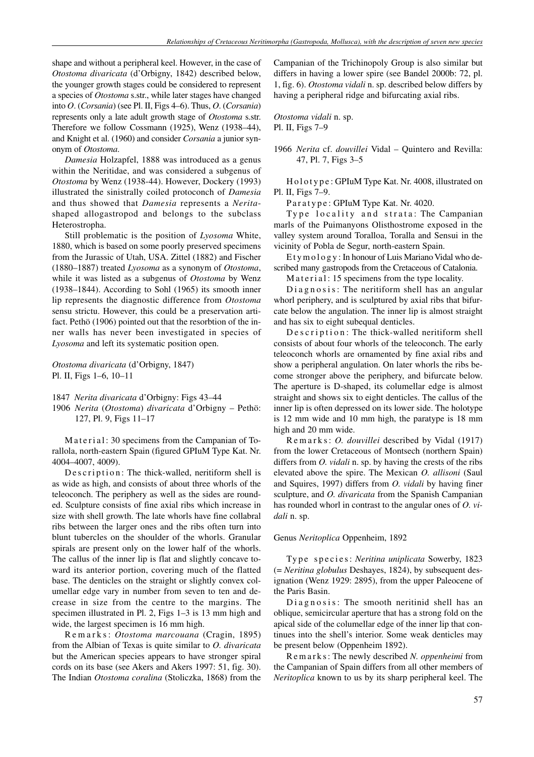shape and without a peripheral keel. However, in the case of *Otostoma divaricata* (d'Orbigny, 1842) described below, the younger growth stages could be considered to represent a species of *Otostoma* s.str., while later stages have changed into *O*. (*Corsania*) (see Pl. II, Figs 4–6). Thus, *O*. (*Corsania*) represents only a late adult growth stage of *Otostoma* s.str. Therefore we follow Cossmann (1925), Wenz (1938–44), and Knight et al. (1960) and consider *Corsania* a junior synonym of *Otostoma*.

*Damesia* Holzapfel, 1888 was introduced as a genus within the Neritidae, and was considered a subgenus of *Otostoma* by Wenz (1938-44). However, Dockery (1993) illustrated the sinistrally coiled protoconch of *Damesia* and thus showed that *Damesia* represents a *Nerita*-shaped allogastropod and belongs to the subclass Heterostropha.

Still problematic is the position of *Lyosoma* White, 1880, which is based on some poorly preserved specimens from the Jurassic of Utah, USA. Zittel (1882) and Fischer (1880–1887) treated *Lyosoma* as a synonym of *Otostoma*, while it was listed as a subgenus of *Otostoma* by Wenz (1938–1844). According to Sohl (1965) its smooth inner lip represents the diagnostic difference from *Otostoma* sensu strictu. However, this could be a preservation artifact. Pethö (1906) pointed out that the resorbtion of the inner walls has never been investigated in species of *Lyosoma* and left its systematic position open.

*Otostoma divaricata* (d'Orbigny, 1847)
Pl. II, Figs 1–6, 10–11

1847 *Nerita divaricata* d'Orbigny: Figs 43–44
1906 *Nerita* (*Otostoma*) *divaricata* d'Orbigny – Pethö: 127, Pl. 9, Figs 11–17

Material: 30 specimens from the Campanian of Torallola, north-eastern Spain (figured GPIuM Type Kat. Nr. 4004–4007, 4009).

Description: The thick-walled, neritiform shell is as wide as high, and consists of about three whorls of the teleoconch. The periphery as well as the sides are rounded. Sculpture consists of fine axial ribs which increase in size with shell growth. The late whorls have fine collabral ribs between the larger ones and the ribs often turn into blunt tubercles on the shoulder of the whorls. Granular spirals are present only on the lower half of the whorls. The callus of the inner lip is flat and slightly concave toward its anterior portion, covering much of the flatted base. The denticles on the straight or slightly convex columellar edge vary in number from seven to ten and decrease in size from the centre to the margins. The specimen illustrated in Pl. 2, Figs 1–3 is 13 mm high and wide, the largest specimen is 16 mm high.

Remarks: *Otostoma marcouana* (Cragin, 1895) from the Albian of Texas is quite similar to *O. divaricata* but the American species appears to have stronger spiral cords on its base (see Akers and Akers 1997: 51, fig. 30). The Indian *Otostoma coralina* (Stoliczka, 1868) from the Campanian of the Trichinopoly Group is also similar but differs in having a lower spire (see Bandel 2000b: 72, pl. 1, fig. 6). *Otostoma vidali* n. sp. described below differs by having a peripheral ridge and bifurcating axial ribs.

*Otostoma vidali* n. sp.
Pl. II, Figs 7–9

1966 *Nerita* cf. *douvillei* Vidal – Quintero and Revilla: 47, Pl. 7, Figs 3–5

Holotype: GPIuM Type Kat. Nr. 4008, illustrated on Pl. II, Figs 7–9.

Paratype: GPIuM Type Kat. Nr. 4020.

Type locality and strata: The Campanian marls of the Puimanyons Olisthostrome exposed in the valley system around Toralloa, Toralla and Sensui in the vicinity of Pobla de Segur, north-eastern Spain.

Etymology: In honour of Luis Mariano Vidal who described many gastropods from the Cretaceous of Catalonia.

Material: 15 specimens from the type locality.

Diagnosis: The neritiform shell has an angular whorl periphery, and is sculptured by axial ribs that bifurcate below the angulation. The inner lip is almost straight and has six to eight subequal denticles.

Description: The thick-walled neritiform shell consists of about four whorls of the teleoconch. The early teleoconch whorls are ornamented by fine axial ribs and show a peripheral angulation. On later whorls the ribs become stronger above the periphery, and bifurcate below. The aperture is D-shaped, its columellar edge is almost straight and shows six to eight denticles. The callus of the inner lip is often depressed on its lower side. The holotype is 12 mm wide and 10 mm high, the paratype is 18 mm high and 20 mm wide.

Remarks: *O. douvillei* described by Vidal (1917) from the lower Cretaceous of Montsech (northern Spain) differs from *O. vidali* n. sp. by having the crests of the ribs elevated above the spire. The Mexican *O. allisoni* (Saul and Squires, 1997) differs from *O. vidali* by having finer sculpture, and *O. divaricata* from the Spanish Campanian has rounded whorl in contrast to the angular ones of *O. vidali* n. sp.

Genus *Neritoplica* Oppenheim, 1892

Type species: *Neritina uniplicata* Sowerby, 1823 (= *Neritina globulus* Deshayes, 1824), by subsequent designation (Wenz 1929: 2895), from the upper Paleocene of the Paris Basin.

Diagnosis: The smooth neritinid shell has an oblique, semicircular aperture that has a strong fold on the apical side of the columellar edge of the inner lip that continues into the shell's interior. Some weak denticles may be present below (Oppenheim 1892).

Remarks: The newly described *N. oppenheimi* from the Campanian of Spain differs from all other members of *Neritoplica* known to us by its sharp peripheral keel. The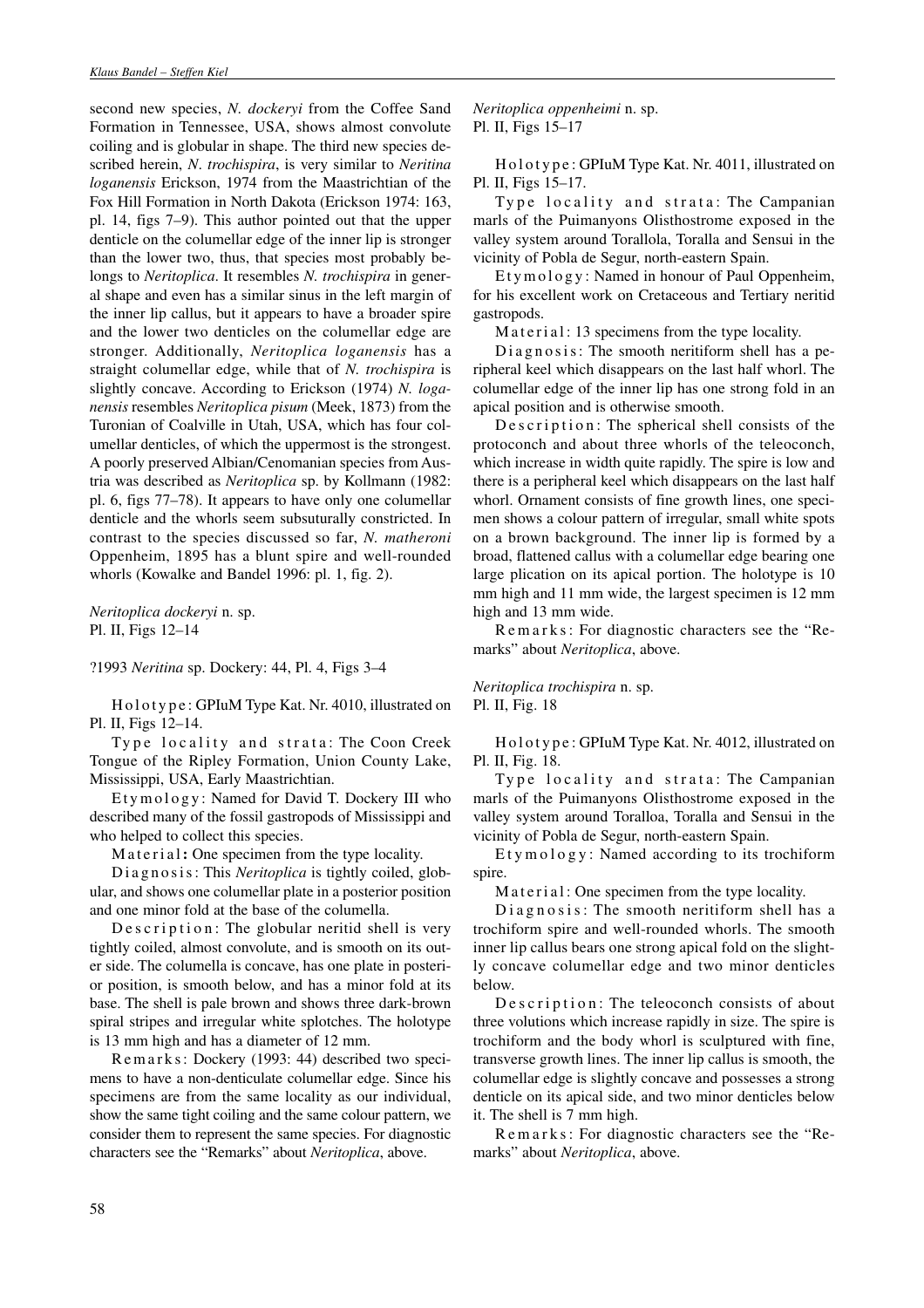second new species, *N. dockeryi* from the Coffee Sand Formation in Tennessee, USA, shows almost convolute coiling and is globular in shape. The third new species described herein, *N. trochispira*, is very similar to *Neritina loganensis* Erickson, 1974 from the Maastrichtian of the Fox Hill Formation in North Dakota (Erickson 1974: 163, pl. 14, figs 7–9). This author pointed out that the upper denticle on the columellar edge of the inner lip is stronger than the lower two, thus, that species most probably belongs to *Neritoplica*. It resembles *N. trochispira* in general shape and even has a similar sinus in the left margin of the inner lip callus, but it appears to have a broader spire and the lower two denticles on the columellar edge are stronger. Additionally, *Neritoplica loganensis* has a straight columellar edge, while that of *N. trochispira* is slightly concave. According to Erickson (1974) *N. loganensis* resembles *Neritoplica pisum* (Meek, 1873) from the Turonian of Coalville in Utah, USA, which has four columellar denticles, of which the uppermost is the strongest. A poorly preserved Albian/Cenomanian species from Austria was described as *Neritoplica* sp. by Kollmann (1982: pl. 6, figs 77–78). It appears to have only one columellar denticle and the whorls seem subsuturally constricted. In contrast to the species discussed so far, *N. matheroni* Oppenheim, 1895 has a blunt spire and well-rounded whorls (Kowalke and Bandel 1996: pl. 1, fig. 2).

*Neritoplica dockeryi* n. sp.
Pl. II, Figs 12–14

?1993 *Neritina* sp. Dockery: 44, Pl. 4, Figs 3–4

Holotype: GPIuM Type Kat. Nr. 4010, illustrated on Pl. II, Figs 12–14.

Type locality and strata: The Coon Creek Tongue of the Ripley Formation, Union County Lake, Mississippi, USA, Early Maastrichtian.

Etymology: Named for David T. Dockery III who described many of the fossil gastropods of Mississippi and who helped to collect this species.

Material: One specimen from the type locality.

Diagnosis: This *Neritoplica* is tightly coiled, globular, and shows one columellar plate in a posterior position and one minor fold at the base of the columella.

Description: The globular neritid shell is very tightly coiled, almost convolute, and is smooth on its outer side. The columella is concave, has one plate in posterior position, is smooth below, and has a minor fold at its base. The shell is pale brown and shows three dark-brown spiral stripes and irregular white splotches. The holotype is 13 mm high and has a diameter of 12 mm.

Remarks: Dockery (1993: 44) described two specimens to have a non-denticulate columellar edge. Since his specimens are from the same locality as our individual, show the same tight coiling and the same colour pattern, we consider them to represent the same species. For diagnostic characters see the "Remarks" about *Neritoplica*, above.

*Neritoplica oppenheimi* n. sp.
Pl. II, Figs 15–17

Holotype: GPIuM Type Kat. Nr. 4011, illustrated on Pl. II, Figs 15–17.

Type locality and strata: The Campanian marls of the Puimanyons Olisthostrome exposed in the valley system around Torallola, Toralla and Sensui in the vicinity of Pobla de Segur, north-eastern Spain.

Etymology: Named in honour of Paul Oppenheim, for his excellent work on Cretaceous and Tertiary neritid gastropods.

Material: 13 specimens from the type locality.

Diagnosis: The smooth neritiform shell has a peripheral keel which disappears on the last half whorl. The columellar edge of the inner lip has one strong fold in an apical position and is otherwise smooth.

Description: The spherical shell consists of the protoconch and about three whorls of the teleoconch, which increase in width quite rapidly. The spire is low and there is a peripheral keel which disappears on the last half whorl. Ornament consists of fine growth lines, one specimen shows a colour pattern of irregular, small white spots on a brown background. The inner lip is formed by a broad, flattened callus with a columellar edge bearing one large plication on its apical portion. The holotype is 10 mm high and 11 mm wide, the largest specimen is 12 mm high and 13 mm wide.

Remarks: For diagnostic characters see the "Remarks" about *Neritoplica*, above.

*Neritoplica trochispira* n. sp.
Pl. II, Fig. 18

Holotype: GPIuM Type Kat. Nr. 4012, illustrated on Pl. II, Fig. 18.

Type locality and strata: The Campanian marls of the Puimanyons Olisthostrome exposed in the valley system around Toralloa, Toralla and Sensui in the vicinity of Pobla de Segur, north-eastern Spain.

Etymology: Named according to its trochiform spire.

Material: One specimen from the type locality.

Diagnosis: The smooth neritiform shell has a trochiform spire and well-rounded whorls. The smooth inner lip callus bears one strong apical fold on the slightly concave columellar edge and two minor denticles below.

Description: The teleoconch consists of about three volutions which increase rapidly in size. The spire is trochiform and the body whorl is sculptured with fine, transverse growth lines. The inner lip callus is smooth, the columellar edge is slightly concave and possesses a strong denticle on its apical side, and two minor denticles below it. The shell is 7 mm high.

Remarks: For diagnostic characters see the "Remarks" about *Neritoplica*, above.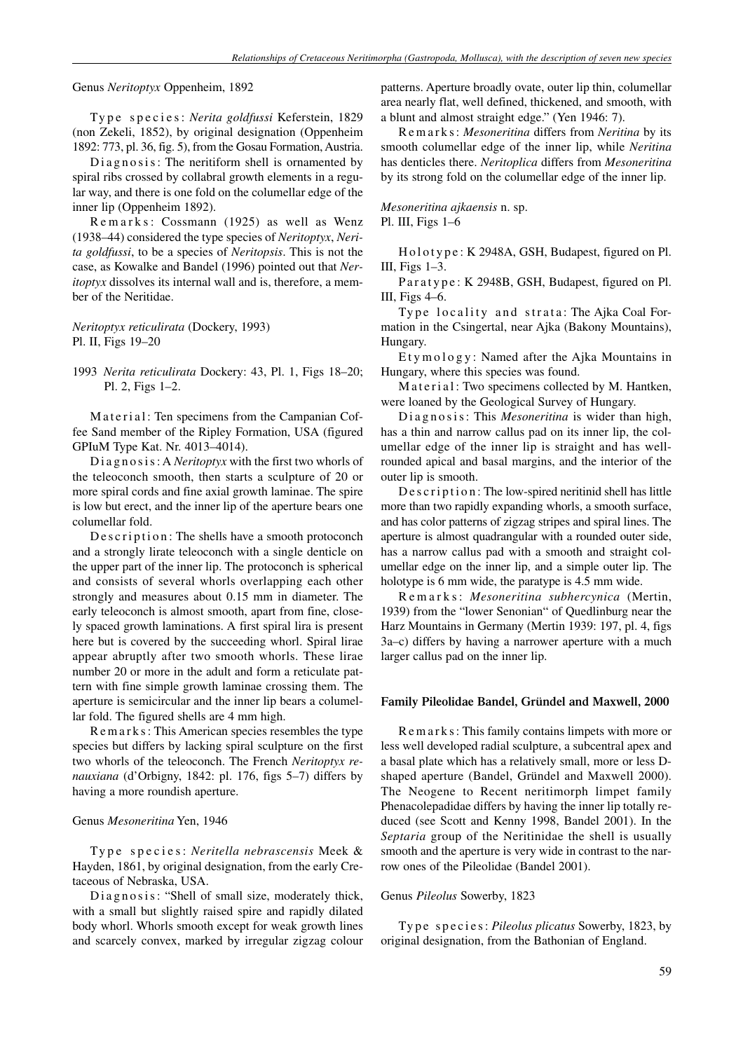Genus *Neritoptyx* Oppenheim, 1892

Type species: *Nerita goldfussi* Keferstein, 1829 (non Zekeli, 1852), by original designation (Oppenheim 1892: 773, pl. 36, fig. 5), from the Gosau Formation, Austria.

Diagnosis: The neritiform shell is ornamented by spiral ribs crossed by collabral growth elements in a regular way, and there is one fold on the columellar edge of the inner lip (Oppenheim 1892).

Remarks: Cossmann (1925) as well as Wenz (1938–44) considered the type species of *Neritoptyx*, *Nerita goldfussi*, to be a species of *Neritopsis*. This is not the case, as Kowalke and Bandel (1996) pointed out that *Neritoptyx* dissolves its internal wall and is, therefore, a member of the Neritidae.

*Neritoptyx reticulirata* (Dockery, 1993)
Pl. II, Figs 19–20

1993 *Nerita reticulirata* Dockery: 43, Pl. 1, Figs 18–20; Pl. 2, Figs 1–2.

Material: Ten specimens from the Campanian Coffee Sand member of the Ripley Formation, USA (figured GPIuM Type Kat. Nr. 4013–4014).

Diagnosis: A *Neritoptyx* with the first two whorls of the teleoconch smooth, then starts a sculpture of 20 or more spiral cords and fine axial growth laminae. The spire is low but erect, and the inner lip of the aperture bears one columellar fold.

Description: The shells have a smooth protoconch and a strongly lirate teleoconch with a single denticle on the upper part of the inner lip. The protoconch is spherical and consists of several whorls overlapping each other strongly and measures about 0.15 mm in diameter. The early teleoconch is almost smooth, apart from fine, closely spaced growth laminations. A first spiral lira is present here but is covered by the succeeding whorl. Spiral lirae appear abruptly after two smooth whorls. These lirae number 20 or more in the adult and form a reticulate pattern with fine simple growth laminae crossing them. The aperture is semicircular and the inner lip bears a columellar fold. The figured shells are 4 mm high.

Remarks: This American species resembles the type species but differs by lacking spiral sculpture on the first two whorls of the teleoconch. The French *Neritoptyx renauxiana* (d'Orbigny, 1842: pl. 176, figs 5–7) differs by having a more roundish aperture.

Genus *Mesoneritina* Yen, 1946

Type species: *Neritella nebrascensis* Meek & Hayden, 1861, by original designation, from the early Cretaceous of Nebraska, USA.

Diagnosis: "Shell of small size, moderately thick, with a small but slightly raised spire and rapidly dilated body whorl. Whorls smooth except for weak growth lines and scarcely convex, marked by irregular zigzag colour patterns. Aperture broadly ovate, outer lip thin, columellar area nearly flat, well defined, thickened, and smooth, with a blunt and almost straight edge." (Yen 1946: 7).

Remarks: *Mesoneritina* differs from *Neritina* by its smooth columellar edge of the inner lip, while *Neritina* has denticles there. *Neritoplica* differs from *Mesoneritina* by its strong fold on the columellar edge of the inner lip.

*Mesoneritina ajkaensis* n. sp.
Pl. III, Figs 1–6

Holotype: K 2948A, GSH, Budapest, figured on Pl. III, Figs 1–3.

Paratype: K 2948B, GSH, Budapest, figured on Pl. III, Figs 4–6.

Type locality and strata: The Ajka Coal Formation in the Csingertal, near Ajka (Bakony Mountains), Hungary.

Etymology: Named after the Ajka Mountains in Hungary, where this species was found.

Material: Two specimens collected by M. Hantken, were loaned by the Geological Survey of Hungary.

Diagnosis: This *Mesoneritina* is wider than high, has a thin and narrow callus pad on its inner lip, the columellar edge of the inner lip is straight and has well-rounded apical and basal margins, and the interior of the outer lip is smooth.

Description: The low-spired neritinid shell has little more than two rapidly expanding whorls, a smooth surface, and has color patterns of zigzag stripes and spiral lines. The aperture is almost quadrangular with a rounded outer side, has a narrow callus pad with a smooth and straight columellar edge on the inner lip, and a simple outer lip. The holotype is 6 mm wide, the paratype is 4.5 mm wide.

Remarks: *Mesoneritina subhercynica* (Mertin, 1939) from the "lower Senonian" of Quedlinburg near the Harz Mountains in Germany (Mertin 1939: 197, pl. 4, figs 3a–c) differs by having a narrower aperture with a much larger callus pad on the inner lip.

#### Family Pileolidae Bandel, Gründel and Maxwell, 2000

Remarks: This family contains limpets with more or less well developed radial sculpture, a subcentral apex and a basal plate which has a relatively small, more or less D-shaped aperture (Bandel, Gründel and Maxwell 2000). The Neogene to Recent neritimorph limpet family Phenacolepadidae differs by having the inner lip totally reduced (see Scott and Kenny 1998, Bandel 2001). In the *Septaria* group of the Neritinidae the shell is usually smooth and the aperture is very wide in contrast to the narrow ones of the Pileolidae (Bandel 2001).

Genus *Pileolus* Sowerby, 1823

Type species: *Pileolus plicatus* Sowerby, 1823, by original designation, from the Bathonian of England.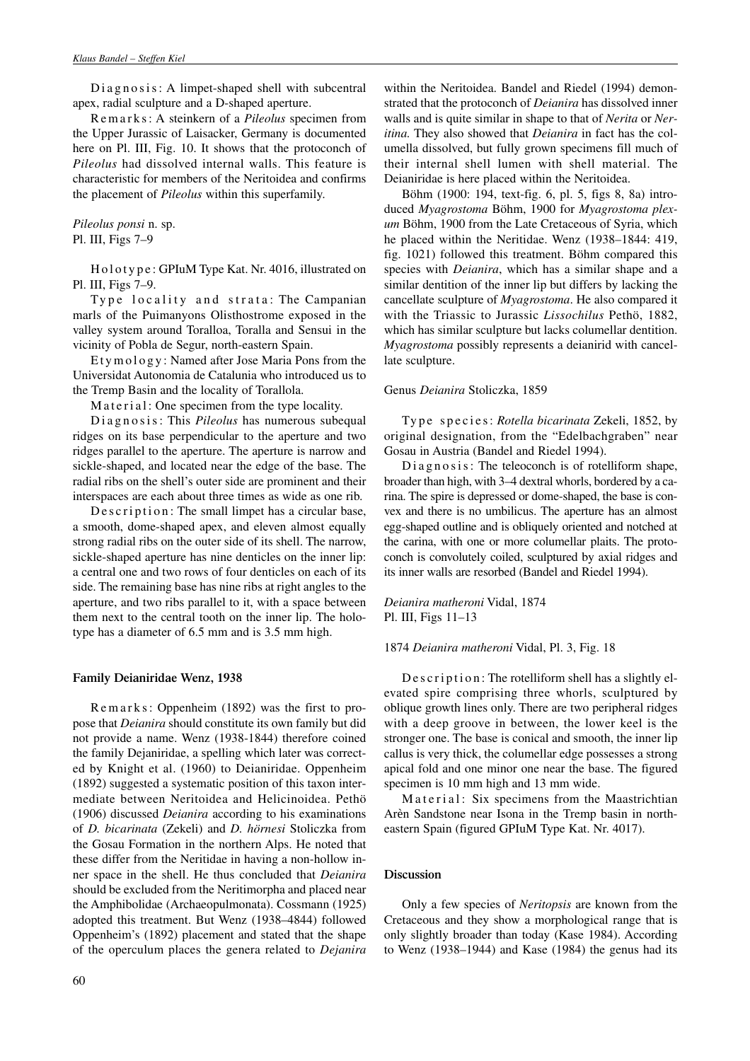Diagnosis: A limpet-shaped shell with subcentral apex, radial sculpture and a D-shaped aperture.

Remarks: A steinkern of a *Pileolus* specimen from the Upper Jurassic of Laisacker, Germany is documented here on Pl. III, Fig. 10. It shows that the protoconch of *Pileolus* had dissolved internal walls. This feature is characteristic for members of the Neritoidea and confirms the placement of *Pileolus* within this superfamily.

*Pileolus ponsi* n. sp.
Pl. III, Figs 7–9

Holotype: GPIuM Type Kat. Nr. 4016, illustrated on Pl. III, Figs 7–9.

Type locality and strata: The Campanian marls of the Puimanyons Olisthostrome exposed in the valley system around Toralloa, Toralla and Sensui in the vicinity of Pobla de Segur, north-eastern Spain.

Etymology: Named after Jose Maria Pons from the Universidat Autonomia de Catalunia who introduced us to the Tremp Basin and the locality of Torallola.

Material: One specimen from the type locality.

Diagnosis: This *Pileolus* has numerous subequal ridges on its base perpendicular to the aperture and two ridges parallel to the aperture. The aperture is narrow and sickle-shaped, and located near the edge of the base. The radial ribs on the shell's outer side are prominent and their interspaces are each about three times as wide as one rib.

Description: The small limpet has a circular base, a smooth, dome-shaped apex, and eleven almost equally strong radial ribs on the outer side of its shell. The narrow, sickle-shaped aperture has nine denticles on the inner lip: a central one and two rows of four denticles on each of its side. The remaining base has nine ribs at right angles to the aperture, and two ribs parallel to it, with a space between them next to the central tooth on the inner lip. The holotype has a diameter of 6.5 mm and is 3.5 mm high.

### Family Deianiridae Wenz, 1938

Remarks: Oppenheim (1892) was the first to propose that *Deianira* should constitute its own family but did not provide a name. Wenz (1938-1844) therefore coined the family Dejaniridae, a spelling which later was corrected by Knight et al. (1960) to Deianiridae. Oppenheim (1892) suggested a systematic position of this taxon intermediate between Neritoidea and Helicinoidea. Pethö (1906) discussed *Deianira* according to his examinations of *D. bicarinata* (Zekeli) and *D. hörnesi* Stoliczka from the Gosau Formation in the northern Alps. He noted that these differ from the Neritidae in having a non-hollow inner space in the shell. He thus concluded that *Deianira* should be excluded from the Neritimorpha and placed near the Amphibolidae (Archaeopulmonata). Cossmann (1925) adopted this treatment. But Wenz (1938–4844) followed Oppenheim's (1892) placement and stated that the shape of the operculum places the genera related to *Dejanira* within the Neritoidea. Bandel and Riedel (1994) demonstrated that the protoconch of *Deianira* has dissolved inner walls and is quite similar in shape to that of *Nerita* or *Neritina.* They also showed that *Deianira* in fact has the columella dissolved, but fully grown specimens fill much of their internal shell lumen with shell material. The Deianiridae is here placed within the Neritoidea.

Böhm (1900: 194, text-fig. 6, pl. 5, figs 8, 8a) introduced *Myagrostoma* Böhm, 1900 for *Myagrostoma plexum* Böhm, 1900 from the Late Cretaceous of Syria, which he placed within the Neritidae. Wenz (1938–1844: 419, fig. 1021) followed this treatment. Böhm compared this species with *Deianira*, which has a similar shape and a similar dentition of the inner lip but differs by lacking the cancellate sculpture of *Myagrostoma*. He also compared it with the Triassic to Jurassic *Lissochilus* Pethö, 1882, which has similar sculpture but lacks columellar dentition. *Myagrostoma* possibly represents a deianirid with cancellate sculpture.

Genus *Deianira* Stoliczka, 1859

Type species: *Rotella bicarinata* Zekeli, 1852, by original designation, from the "Edelbachgraben" near Gosau in Austria (Bandel and Riedel 1994).

Diagnosis: The teleoconch is of rotelliform shape, broader than high, with 3–4 dextral whorls, bordered by a carina. The spire is depressed or dome-shaped, the base is convex and there is no umbilicus. The aperture has an almost egg-shaped outline and is obliquely oriented and notched at the carina, with one or more columellar plaits. The protoconch is convolutely coiled, sculptured by axial ridges and its inner walls are resorbed (Bandel and Riedel 1994).

*Deianira matheroni* Vidal, 1874
Pl. III, Figs 11–13

1874 *Deianira matheroni* Vidal, Pl. 3, Fig. 18

Description: The rotelliform shell has a slightly elevated spire comprising three whorls, sculptured by oblique growth lines only. There are two peripheral ridges with a deep groove in between, the lower keel is the stronger one. The base is conical and smooth, the inner lip callus is very thick, the columellar edge possesses a strong apical fold and one minor one near the base. The figured specimen is 10 mm high and 13 mm wide.

Material: Six specimens from the Maastrichtian Arèn Sandstone near Isona in the Tremp basin in north-eastern Spain (figured GPIuM Type Kat. Nr. 4017).

## Discussion

Only a few species of *Neritopsis* are known from the Cretaceous and they show a morphological range that is only slightly broader than today (Kase 1984). According to Wenz (1938–1944) and Kase (1984) the genus had its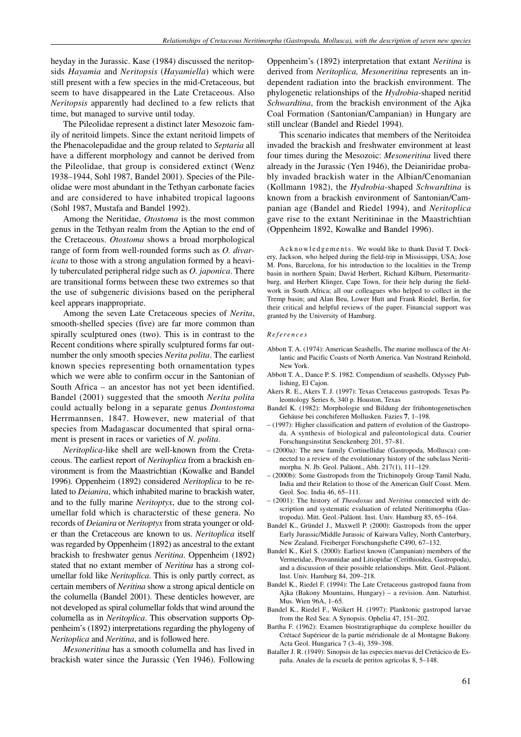heyday in the Jurassic. Kase (1984) discussed the neritopsids *Hayamia* and *Neritopsis* (*Hayamiella*) which were still present with a few species in the mid-Cretaceous, but seem to have disappeared in the Late Cretaceous. Also *Neritopsis* apparently had declined to a few relicts that time, but managed to survive until today.

The Pileolidae represent a distinct later Mesozoic family of neritoid limpets. Since the extant neritoid limpets of the Phenacolepadidae and the group related to *Septaria* all have a different morphology and cannot be derived from the Pileolidae, that group is considered extinct (Wenz 1938–1944, Sohl 1987, Bandel 2001). Species of the Pileolidae were most abundant in the Tethyan carbonate facies and are considered to have inhabited tropical lagoons (Sohl 1987, Mustafa and Bandel 1992).

Among the Neritidae, *Otostoma* is the most common genus in the Tethyan realm from the Aptian to the end of the Cretaceous. *Otostoma* shows a broad morphological range of form from well-rounded forms such as *O. divaricata* to those with a strong angulation formed by a heavily tuberculated peripheral ridge such as *O. japonica*. There are transitional forms between these two extremes so that the use of subgeneric divisions based on the peripheral keel appears inappropriate.

Among the seven Late Cretaceous species of *Nerita*, smooth-shelled species (five) are far more common than spirally sculptured ones (two). This is in contrast to the Recent conditions where spirally sculptured forms far outnumber the only smooth species *Nerita polita*. The earliest known species representing both ornamentation types which we were able to confirm occur in the Santonian of South Africa – an ancestor has not yet been identified. Bandel (2001) suggested that the smooth *Nerita polita* could actually belong in a separate genus *Dontostoma* Herrmannsen, 1847. However, new material of that species from Madagascar documented that spiral ornament is present in races or varieties of *N. polita*.

*Neritoplica*-like shell are well-known from the Cretaceous. The earliest report of *Neritoplica* from a brackish environment is from the Maastrichtian (Kowalke and Bandel 1996). Oppenheim (1892) considered *Neritoplica* to be related to *Deianira*, which inhabited marine to brackish water, and to the fully marine *Neritoptyx*, due to the strong columellar fold which is characterstic of these genera. No records of *Deianira* or *Neritoptyx* from strata younger or older than the Cretaceous are known to us. *Neritoplica* itself was regarded by Oppenheim (1892) as ancestral to the extant brackish to freshwater genus *Neritina*. Oppenheim (1892) stated that no extant member of *Neritina* has a strong columellar fold like *Neritoplica*. This is only partly correct, as certain members of *Neritina* show a strong apical denticle on the columella (Bandel 2001). These denticles however, are not developed as spiral columellar folds that wind around the columella as in *Neritoplica*. This observation supports Oppenheim's (1892) interpretations regarding the phylogeny of *Neritoplica* and *Neritina*, and is followed here.

*Mesoneritina* has a smooth columella and has lived in brackish water since the Jurassic (Yen 1946). Following Oppenheim's (1892) interpretation that extant *Neritina* is derived from *Neritoplica, Mesoneritina* represents an independent radiation into the brackish environment. The phylogenetic relationships of the *Hydrobia*-shaped neritid *Schwardtina*, from the brackish environment of the Ajka Coal Formation (Santonian/Campanian) in Hungary are still unclear (Bandel and Riedel 1994).

This scenario indicates that members of the Neritoidea invaded the brackish and freshwater environment at least four times during the Mesozoic: *Mesoneritina* lived there already in the Jurassic (Yen 1946), the Deianiridae probably invaded brackish water in the Albian/Cenomanian (Kollmann 1982), the *Hydrobia*-shaped *Schwardtina* is known from a brackish environment of Santonian/Campanian age (Bandel and Riedel 1994), and *Neritoplica* gave rise to the extant Neritininae in the Maastrichtian (Oppenheim 1892, Kowalke and Bandel 1996).

Acknowledgements. We would like to thank David T. Dockery, Jackson, who helped during the field-trip in Mississippi, USA; Jose M. Pons, Barcelona, for his introduction to the localities in the Tremp basin in northern Spain; David Herbert, Richard Kilburn, Pietermaritzburg, and Herbert Klinger, Cape Town, for their help during the fieldwork in South Africa; all our colleagues who helped to collect in the Tremp basin; and Alan Beu, Lower Hutt and Frank Riedel, Berlin, for their critical and helpful reviews of the paper. Financial support was granted by the University of Hamburg.

*References*

Abbott T. A. (1974): American Seashells, The marine mollusca of the Atlantic and Pacific Coasts of North America. Van Nostrand Reinhold, New York.

Abbott T. A., Dance P. S. 1982. Compendium of seashells. Odyssey Publishing, El Cajon.

Akers R. E., Akers T. J. (1997): Texas Cretaceous gastropods. Texas Paleontology Series 6, 340 p. Houston, Texas

Bandel K. (1982): Morphologie und Bildung der frühontogenetischen Gehäuse bei conchiferen Mollusken. Fazies **7**, 1–198.

– (1997): Higher classification and pattern of evolution of the Gastropoda. A synthesis of biological and paleontological data. Courier Forschungsinstitut Senckenberg 201, 57–81.

– (2000a): The new family Cortinellidae (Gastropoda, Mollusca) connected to a review of the evolutionary history of the subclass Neritimorpha. N. Jb. Geol. Paläont., Abh. 217(1), 111–129.

– (2000b): Some Gastropods from the Trichinopoly Group Tamil Nadu, India and their Relation to those of the American Gulf Coast. Mem. Geol. Soc. India 46, 65–111.

– (2001): The history of *Theodoxus* and *Neritina* connected with description and systematic evaluation of related Neritimorpha (Gastropoda). Mitt. Geol.-Paläont. Inst. Univ. Hamburg 85, 65–164.

Bandel K., Gründel J., Maxwell P. (2000): Gastropods from the upper Early Jurassic/Middle Jurassic of Kaiwara Valley, North Canterbury, New Zealand. Freiberger Forschungshefte C490, 67–132.

Bandel K., Kiel S. (2000): Earliest known (Campanian) members of the Vermetidae, Provannidae and Litiopidae (Cerithioidea, Gastropoda), and a discussion of their possible relationships. Mitt. Geol.-Paläont. Inst. Univ. Hamburg 84, 209–218.

Bandel K., Riedel F. (1994): The Late Cretaceous gastropod fauna from Ajka (Bakony Mountains, Hungary) – a revision. Ann. Naturhist. Mus. Wien 96A, 1–65.

Bandel K., Riedel F., Weikert H. (1997): Planktonic gastropod larvae from the Red Sea: A Synopsis. Ophelia 47, 151–202.

Bartha F. (1962): Examen biostratigraphique du complexe houiller du Crétacé Supérieur de la partie méridionale de al Montagne Bakony. Acta Geol. Hungarica 7 (3–4), 359–398.

Bataller J. R. (1949): Sinopsis de las especies nuevas del Cretácico de España. Anales de la escuela de peritos agrícolas 8, 5–148.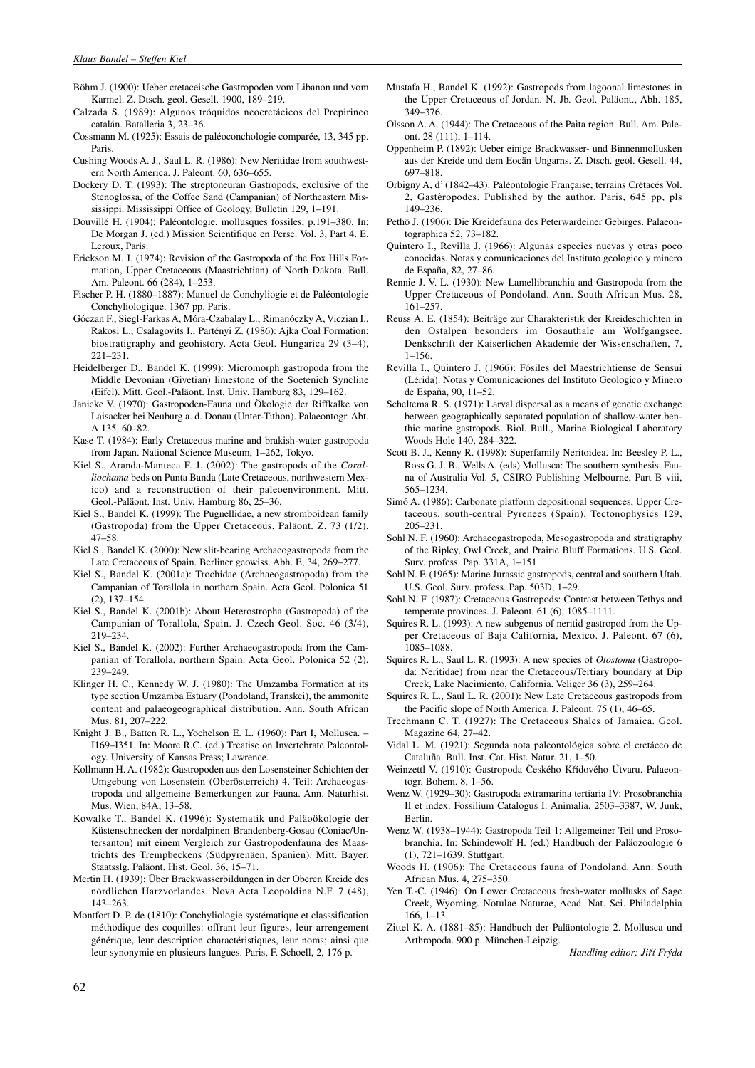Böhm J. (1900): Ueber cretaceische Gastropoden vom Libanon und vom Karmel. Z. Dtsch. geol. Gesell. 1900, 189–219.

Calzada S. (1989): Algunos tróquidos neocretácicos del Prepirineo catalán. Batalleria 3, 23–36.

Cossmann M. (1925): Essais de paléoconchologie comparée, 13, 345 pp. Paris.

Cushing Woods A. J., Saul L. R. (1986): New Neritidae from southwestern North America. J. Paleont. 60, 636–655.

Dockery D. T. (1993): The streptoneuran Gastropods, exclusive of the Stenoglossa, of the Coffee Sand (Campanian) of Northeastern Mississippi. Mississippi Office of Geology, Bulletin 129, 1–191.

Douvillé H. (1904): Paléontologie, mollusques fossiles, p.191–380. In: De Morgan J. (ed.) Mission Scientifique en Perse. Vol. 3, Part 4. E. Leroux, Paris.

Erickson M. J. (1974): Revision of the Gastropoda of the Fox Hills Formation, Upper Cretaceous (Maastrichtian) of North Dakota. Bull. Am. Paleont. 66 (284), 1–253.

Fischer P. H. (1880–1887): Manuel de Conchyliogie et de Paléontologie Conchyliologique. 1367 pp. Paris.

Góczan F., Siegl-Farkas A, Móra-Czabalay L., Rimanóczky A, Viczian I., Rakosi L., Csalagovits I., Partényi Z. (1986): Ajka Coal Formation: biostratigraphy and geohistory. Acta Geol. Hungarica 29 (3–4), 221–231.

Heidelberger D., Bandel K. (1999): Micromorph gastropoda from the Middle Devonian (Givetian) limestone of the Soetenich Syncline (Eifel). Mitt. Geol.-Paläont. Inst. Univ. Hamburg 83, 129–162.

Janicke V. (1970): Gastropoden-Fauna und Ökologie der Riffkalke von Laisacker bei Neuburg a. d. Donau (Unter-Tithon). Palaeontogr. Abt. A 135, 60–82.

Kase T. (1984): Early Cretaceous marine and brakish-water gastropoda from Japan. National Science Museum, 1–262, Tokyo.

Kiel S., Aranda-Manteca F. J. (2002): The gastropods of the *Coralliochama* beds on Punta Banda (Late Cretaceous, northwestern Mexico) and a reconstruction of their paleoenvironment. Mitt. Geol.-Paläont. Inst. Univ. Hamburg 86, 25–36.

Kiel S., Bandel K. (1999): The Pugnellidae, a new stromboidean family (Gastropoda) from the Upper Cretaceous. Paläont. Z. 73 (1/2), 47–58.

Kiel S., Bandel K. (2000): New slit-bearing Archaeogastropoda from the Late Cretaceous of Spain. Berliner geowiss. Abh. E, 34, 269–277.

Kiel S., Bandel K. (2001a): Trochidae (Archaeogastropoda) from the Campanian of Torallola in northern Spain. Acta Geol. Polonica 51 (2), 137–154.

Kiel S., Bandel K. (2001b): About Heterostropha (Gastropoda) of the Campanian of Torallola, Spain. J. Czech Geol. Soc. 46 (3/4), 219–234.

Kiel S., Bandel K. (2002): Further Archaeogastropoda from the Campanian of Torallola, northern Spain. Acta Geol. Polonica 52 (2), 239–249.

Klinger H. C., Kennedy W. J. (1980): The Umzamba Formation at its type section Umzamba Estuary (Pondoland, Transkei), the ammonite content and palaeogeographical distribution. Ann. South African Mus. 81, 207–222.

Knight J. B., Batten R. L., Yochelson E. L. (1960): Part I, Mollusca. – I169–I351. In: Moore R.C. (ed.) Treatise on Invertebrate Paleontology. University of Kansas Press; Lawrence.

Kollmann H. A. (1982): Gastropoden aus den Losensteiner Schichten der Umgebung von Losenstein (Oberösterreich) 4. Teil: Archaeogastropoda und allgemeine Bemerkungen zur Fauna. Ann. Naturhist. Mus. Wien, 84A, 13–58.

Kowalke T., Bandel K. (1996): Systematik und Paläoökologie der Küstenschnecken der nordalpinen Brandenberg-Gosau (Coniac/Untersanton) mit einem Vergleich zur Gastropodenfauna des Maastrichts des Trempbeckens (Südpyrenäen, Spanien). Mitt. Bayer. Staatsslg. Paläont. Hist. Geol. 36, 15–71.

Mertin H. (1939): Über Brackwasserbildungen in der Oberen Kreide des nördlichen Harzvorlandes. Nova Acta Leopoldina N.F. 7 (48), 143–263.

Montfort D. P. de (1810): Conchyliologie systématique et classsification méthodique des coquilles: offrant leur figures, leur arrengement générique, leur description charactéristiques, leur noms; ainsi que leur synonymie en plusieurs langues. Paris, F. Schoell, 2, 176 p.

Mustafa H., Bandel K. (1992): Gastropods from lagoonal limestones in the Upper Cretaceous of Jordan. N. Jb. Geol. Paläont., Abh. 185, 349–376.

Olsson A. A. (1944): The Cretaceous of the Paita region. Bull. Am. Paleont. 28 (111), 1–114.

Oppenheim P. (1892): Ueber einige Brackwasser- und Binnenmollusken aus der Kreide und dem Eocän Ungarns. Z. Dtsch. geol. Gesell. 44, 697–818.

Orbigny A, d' (1842–43): Paléontologie Française, terrains Crétacés Vol. 2, Gastèropodes. Published by the author, Paris, 645 pp, pls 149–236.

Pethö J. (1906): Die Kreidefauna des Peterwardeiner Gebirges. Palaeontographica 52, 73–182.

Quintero I., Revilla J. (1966): Algunas especies nuevas y otras poco conocidas. Notas y comunicaciones del Instituto geologico y minero de España, 82, 27–86.

Rennie J. V. L. (1930): New Lamellibranchia and Gastropoda from the Upper Cretaceous of Pondoland. Ann. South African Mus. 28, 161–257.

Reuss A. E. (1854): Beiträge zur Charakteristik der Kreideschichten in den Ostalpen besonders im Gosauthale am Wolfgangsee. Denkschrift der Kaiserlichen Akademie der Wissenschaften, 7, 1–156.

Revilla I., Quintero J. (1966): Fósiles del Maestrichtiense de Sensui (Lérida). Notas y Comunicaciones del Instituto Geologico y Minero de España, 90, 11–52.

Scheltema R. S. (1971): Larval dispersal as a means of genetic exchange between geographically separated population of shallow-water benthic marine gastropods. Biol. Bull., Marine Biological Laboratory Woods Hole 140, 284–322.

Scott B. J., Kenny R. (1998): Superfamily Neritoidea. In: Beesley P. L., Ross G. J. B., Wells A. (eds) Mollusca: The southern synthesis. Fauna of Australia Vol. 5, CSIRO Publishing Melbourne, Part B viii, 565–1234.

Simó A. (1986): Carbonate platform depositional sequences, Upper Cretaceous, south-central Pyrenees (Spain). Tectonophysics 129, 205–231.

Sohl N. F. (1960): Archaeogastropoda, Mesogastropoda and stratigraphy of the Ripley, Owl Creek, and Prairie Bluff Formations. U.S. Geol. Surv. profess. Pap. 331A, 1–151.

Sohl N. F. (1965): Marine Jurassic gastropods, central and southern Utah. U.S. Geol. Surv. profess. Pap. 503D, 1–29.

Sohl N. F. (1987): Cretaceous Gastropods: Contrast between Tethys and temperate provinces. J. Paleont. 61 (6), 1085–1111.

Squires R. L. (1993): A new subgenus of neritid gastropod from the Upper Cretaceous of Baja California, Mexico. J. Paleont. 67 (6), 1085–1088.

Squires R. L., Saul L. R. (1993): A new species of *Otostoma* (Gastropoda: Neritidae) from near the Cretaceous/Tertiary boundary at Dip Creek, Lake Nacimiento, California. Veliger 36 (3), 259–264.

Squires R. L., Saul L. R. (2001): New Late Cretaceous gastropods from the Pacific slope of North America. J. Paleont. 75 (1), 46–65.

Trechmann C. T. (1927): The Cretaceous Shales of Jamaica. Geol. Magazine 64, 27–42.

Vidal L. M. (1921): Segunda nota paleontológica sobre el cretáceo de Cataluña. Bull. Inst. Cat. Hist. Natur. 21, 1–50.

Weinzettl V. (1910): Gastropoda Českého Křídového Útvaru. Palaeontogr. Bohem. 8, 1–56.

Wenz W. (1929–30): Gastropoda extramarina tertiaria IV: Prosobranchia II et index. Fossilium Catalogus I: Animalia, 2503–3387, W. Junk, Berlin.

Wenz W. (1938–1944): Gastropoda Teil 1: Allgemeiner Teil und Prosobranchia. In: Schindewolf H. (ed.) Handbuch der Paläozoologie 6 (1), 721–1639. Stuttgart.

Woods H. (1906): The Cretaceous fauna of Pondoland. Ann. South African Mus. 4, 275–350.

Yen T.-C. (1946): On Lower Cretaceous fresh-water mollusks of Sage Creek, Wyoming. Notulae Naturae, Acad. Nat. Sci. Philadelphia 166, 1–13.

Zittel K. A. (1881–85): Handbuch der Paläontologie 2. Mollusca und Arthropoda. 900 p. München-Leipzig.

*Handling editor: Jiří Frýda*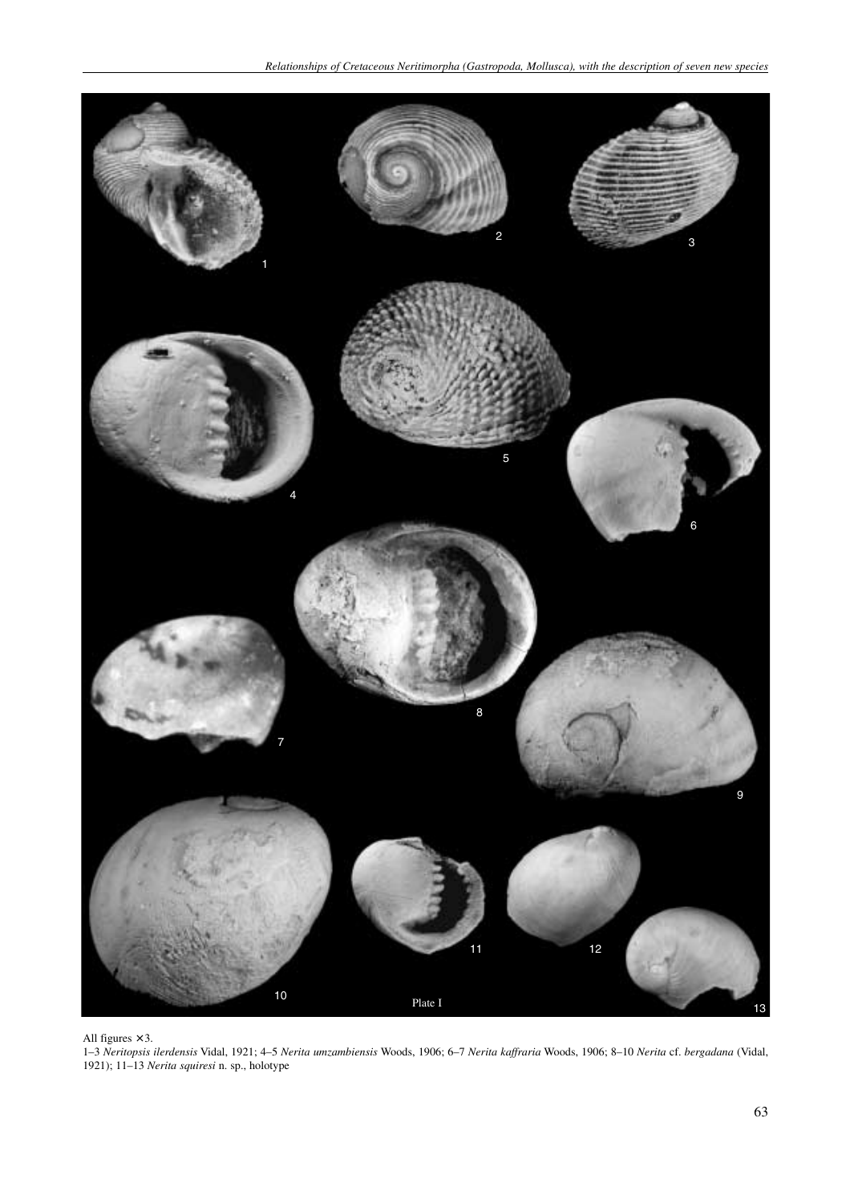Plate I

All figures ×3.

1–3 *Neritopsis ilerdensis* Vidal, 1921; 4–5 *Nerita umzambiensis* Woods, 1906; 6–7 *Nerita kaffraria* Woods, 1906; 8–10 *Nerita* cf. *bergadana* (Vidal, 1921); 11–13 *Nerita squiresi* n. sp., holotype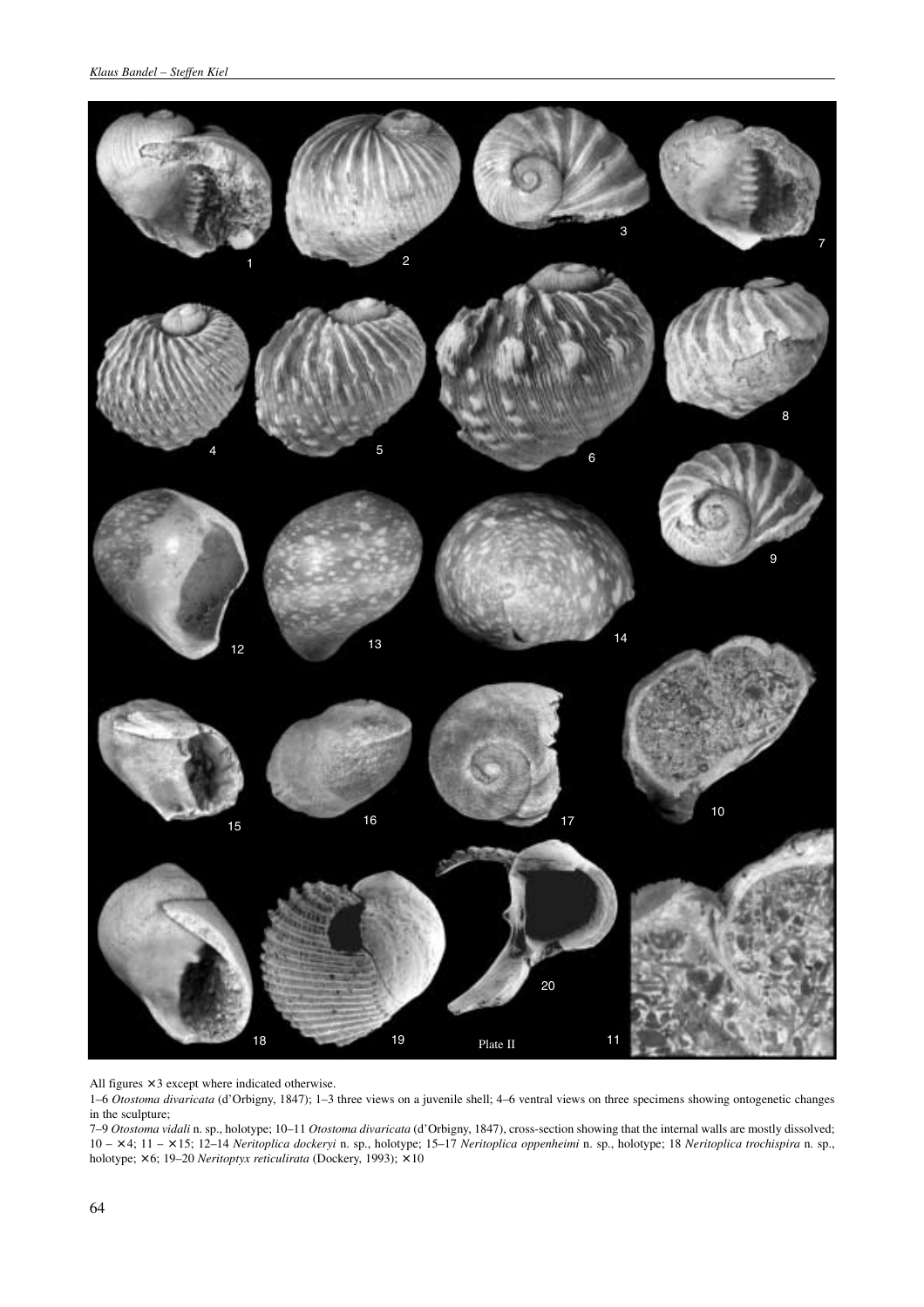All figures × 3 except where indicated otherwise.

1–6 *Otostoma divaricata* (d'Orbigny, 1847); 1–3 three views on a juvenile shell; 4–6 ventral views on three specimens showing ontogenetic changes in the sculpture;

7–9 *Otostoma vidali* n. sp., holotype; 10–11 *Otostoma divaricata* (d'Orbigny, 1847), cross-section showing that the internal walls are mostly dissolved; 10 – × 4; 11 – × 15; 12–14 *Neritoplica dockeryi* n. sp., holotype; 15–17 *Neritoplica oppenheimi* n. sp., holotype; 18 *Neritoplica trochispira* n. sp., holotype; × 6; 19–20 *Neritoptyx reticulirata* (Dockery, 1993); × 10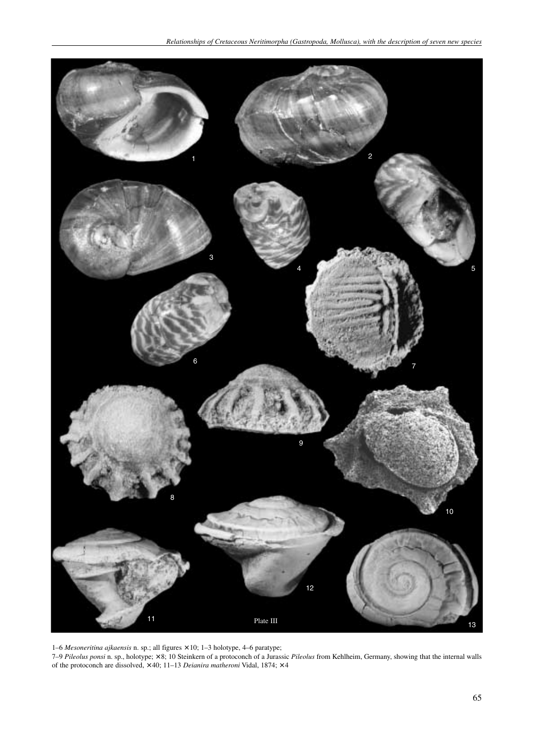1–6 *Mesoneritina ajkaensis* n. sp.; all figures ×10; 1–3 holotype, 4–6 paratype;
7–9 *Pileolus ponsi* n. sp., holotype; ×8; 10 Steinkern of a protoconch of a Jurassic *Pileolus* from Kehlheim, Germany, showing that the internal walls of the protoconch are dissolved, ×40; 11–13 *Deianira matheroni* Vidal, 1874; ×4